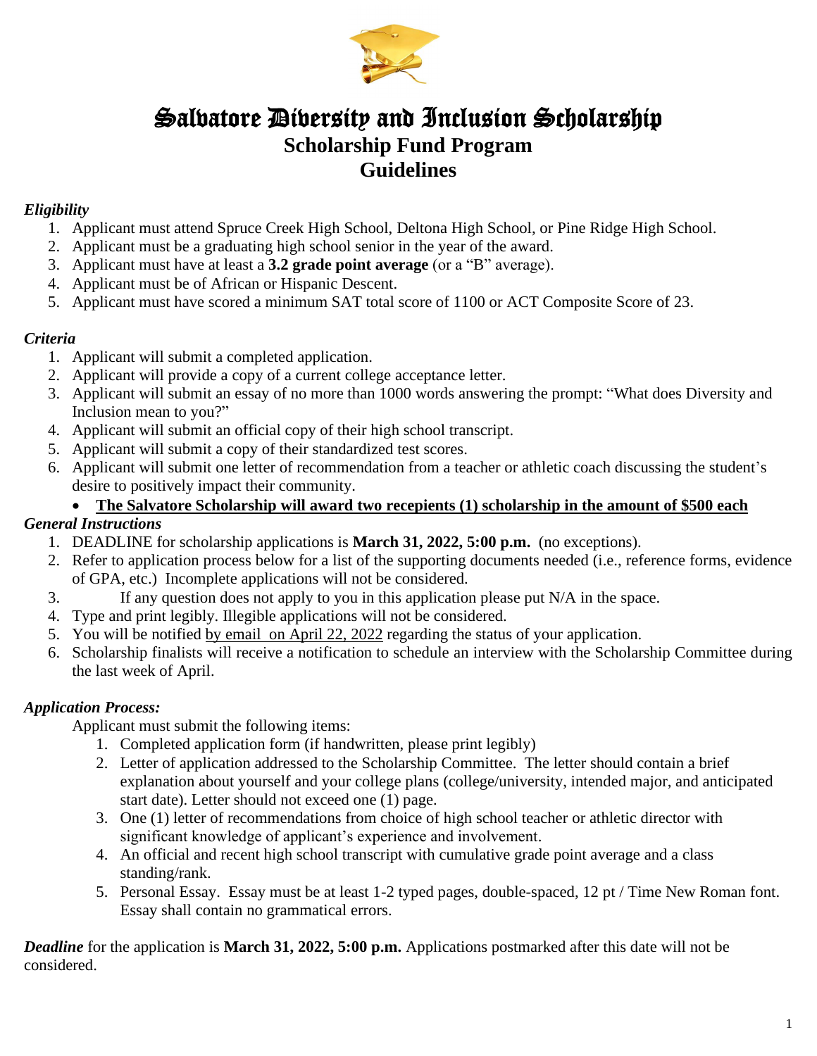# Salvatore Diversity and Inclusion Scholarship

## Scholarship Fund Program

## Guidelines

***Eligibility***

1. Applicant must attend Spruce Creek High School, Deltona High School, or Pine Ridge High School.
2. Applicant must be a graduating high school senior in the year of the award.
3. Applicant must have at least a **3.2 grade point average** (or a "B" average).
4. Applicant must be of African or Hispanic Descent.
5. Applicant must have scored a minimum SAT total score of 1100 or ACT Composite Score of 23.

***Criteria***

1. Applicant will submit a completed application.
2. Applicant will provide a copy of a current college acceptance letter.
3. Applicant will submit an essay of no more than 1000 words answering the prompt: "What does Diversity and Inclusion mean to you?"
4. Applicant will submit an official copy of their high school transcript.
5. Applicant will submit a copy of their standardized test scores.
6. Applicant will submit one letter of recommendation from a teacher or athletic coach discussing the student's desire to positively impact their community.
   - **The Salvatore Scholarship will award two recepients (1) scholarship in the amount of $500 each**

***General Instructions***

1. DEADLINE for scholarship applications is **March 31, 2022, 5:00 p.m.** (no exceptions).
2. Refer to application process below for a list of the supporting documents needed (i.e., reference forms, evidence of GPA, etc.) Incomplete applications will not be considered.
3. If any question does not apply to you in this application please put N/A in the space.
4. Type and print legibly. Illegible applications will not be considered.
5. You will be notified by email on April 22, 2022 regarding the status of your application.
6. Scholarship finalists will receive a notification to schedule an interview with the Scholarship Committee during the last week of April.

***Application Process:***

Applicant must submit the following items:

1. Completed application form (if handwritten, please print legibly)
2. Letter of application addressed to the Scholarship Committee. The letter should contain a brief explanation about yourself and your college plans (college/university, intended major, and anticipated start date). Letter should not exceed one (1) page.
3. One (1) letter of recommendations from choice of high school teacher or athletic director with significant knowledge of applicant's experience and involvement.
4. An official and recent high school transcript with cumulative grade point average and a class standing/rank.
5. Personal Essay. Essay must be at least 1-2 typed pages, double-spaced, 12 pt / Time New Roman font. Essay shall contain no grammatical errors.

***Deadline*** for the application is **March 31, 2022, 5:00 p.m.** Applications postmarked after this date will not be considered.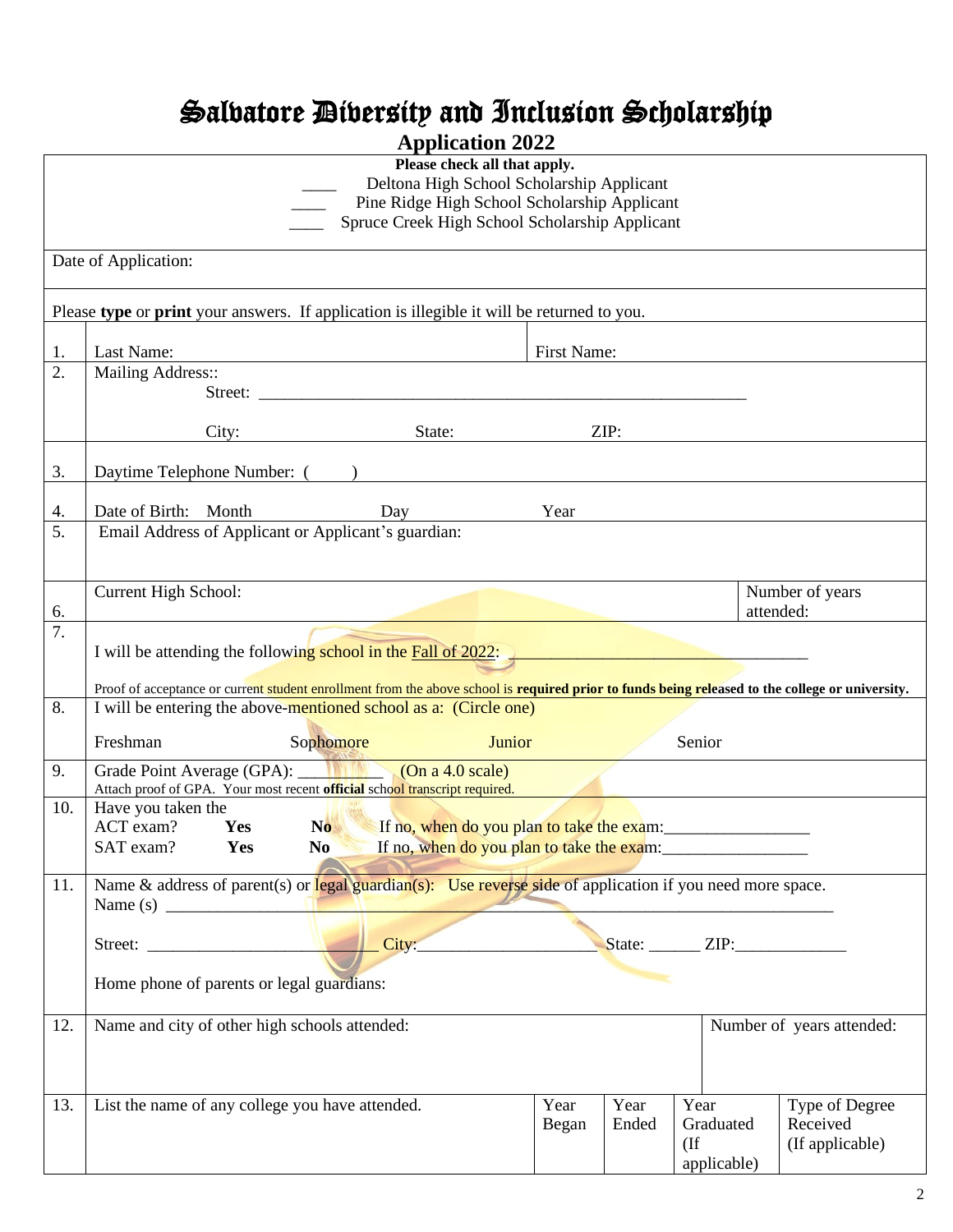# Salvatore Diversity and Inclusion Scholarship

## Application 2022

**Please check all that apply.**

____ Deltona High School Scholarship Applicant
____ Pine Ridge High School Scholarship Applicant
____ Spruce Creek High School Scholarship Applicant

Date of Application:

Please **type** or **print** your answers. If application is illegible it will be returned to you.

1. Last Name: First Name:

2. Mailing Address::
   Street: ____________________________________________________________
   City: State: ZIP:

3. Daytime Telephone Number: ( )

4. Date of Birth: Month Day Year

5. Email Address of Applicant or Applicant's guardian:

6. Current High School: Number of years attended:

7. I will be attending the following school in the Fall of 2022: ____________________________________
   Proof of acceptance or current student enrollment from the above school is **required prior to funds being released to the college or university.**

8. I will be entering the above-mentioned school as a: (Circle one)
   Freshman Sophomore Junior Senior

9. Grade Point Average (GPA): __________ (On a 4.0 scale)
   Attach proof of GPA. Your most recent **official** school transcript required.

10. Have you taken the
    ACT exam? **Yes** **No** If no, when do you plan to take the exam:________________
    SAT exam? **Yes** **No** If no, when do you plan to take the exam:________________

11. Name & address of parent(s) or legal guardian(s): Use reverse side of application if you need more space.
    Name (s) ________________________________________________________________________________
    Street: ___________________________ City:_____________________ State: ______ ZIP:_____________
    Home phone of parents or legal guardians:

12. Name and city of other high schools attended: Number of years attended:

| 13. List the name of any college you have attended. | Year Began | Year Ended | Year Graduated (If applicable) | Type of Degree Received (If applicable) |
|---|---|---|---|---|
| | | | | |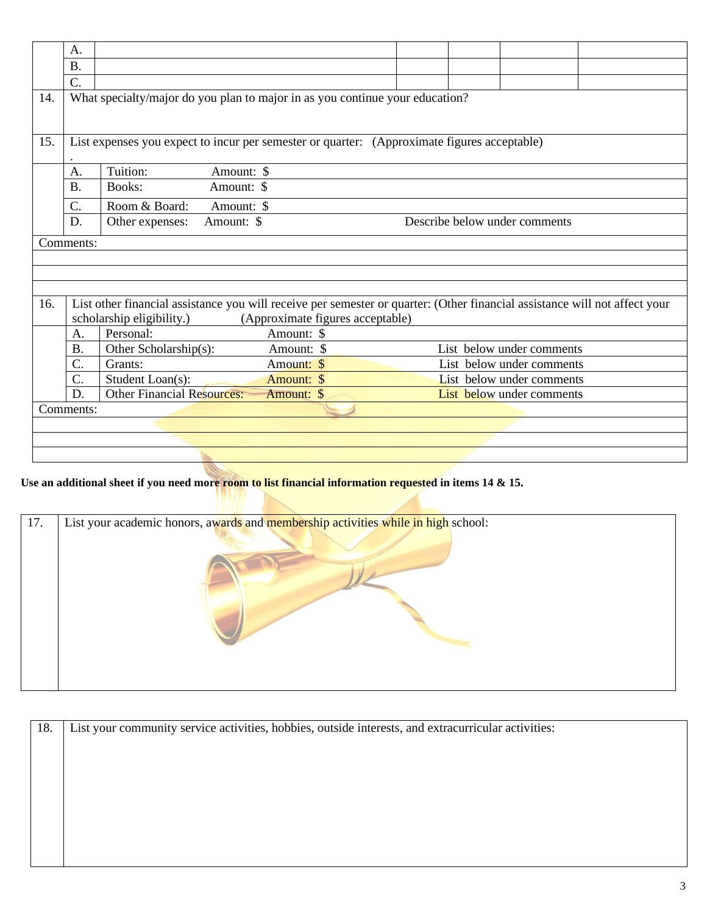| | | | | | | |
|---|---|---|---|---|---|---|
| | A. | | | | | |
| | B. | | | | | |
| | C. | | | | | |

| | |
|---|---|
| 14. | What specialty/major do you plan to major in as you continue your education? |
| 15. | List expenses you expect to incur per semester or quarter: (Approximate figures acceptable) . |

| | | | | |
|---|---|---|---|---|
| | A. | Tuition: | Amount: $ | |
| | B. | Books: | Amount: $ | |
| | C. | Room & Board: | Amount: $ | |
| | D. | Other expenses: | Amount: $ | Describe below under comments |

Comments:

| | |
|---|---|
| 16. | List other financial assistance you will receive per semester or quarter: (Other financial assistance will not affect your scholarship eligibility.) (Approximate figures acceptable) |

| | | | | |
|---|---|---|---|---|
| | A. | Personal: | Amount: $ | |
| | B. | Other Scholarship(s): | Amount: $ | List below under comments |
| | C. | Grants: | Amount: $ | List below under comments |
| | C. | Student Loan(s): | Amount: $ | List below under comments |
| | D. | Other Financial Resources: | Amount: $ | List below under comments |

Comments:

**Use an additional sheet if you need more room to list financial information requested in items 14 & 15.**

| | |
|---|---|
| 17. | List your academic honors, awards and membership activities while in high school: |

| | |
|---|---|
| 18. | List your community service activities, hobbies, outside interests, and extracurricular activities: |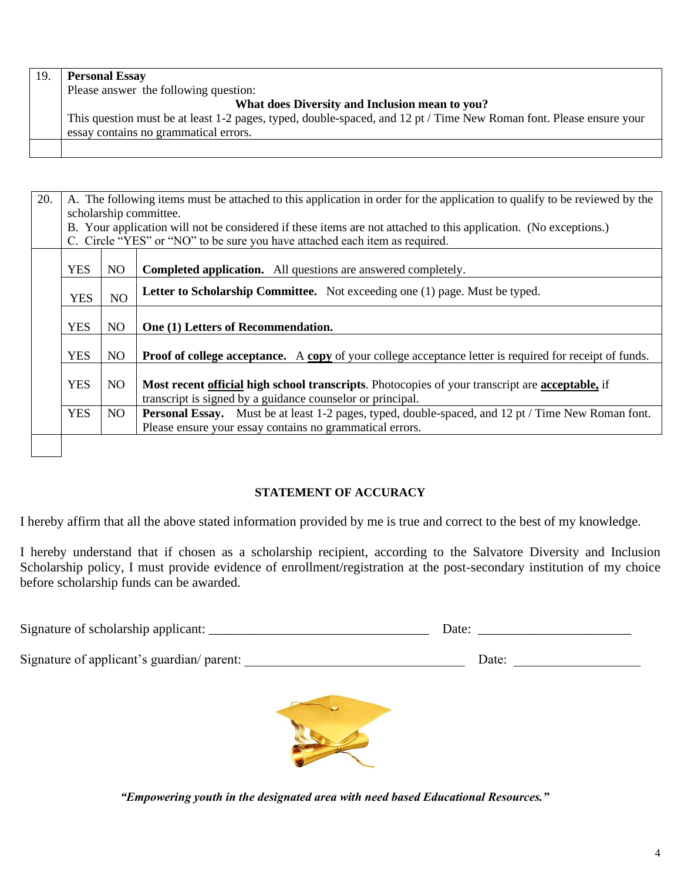| | |
|---|---|
| 19. | **Personal Essay**<br>Please answer the following question:<br>**What does Diversity and Inclusion mean to you?**<br>This question must be at least 1-2 pages, typed, double-spaced, and 12 pt / Time New Roman font. Please ensure your essay contains no grammatical errors. |
| | |

| | | | |
|---|---|---|---|
| 20. | A. The following items must be attached to this application in order for the application to qualify to be reviewed by the scholarship committee.<br>B. Your application will not be considered if these items are not attached to this application. (No exceptions.)<br>C. Circle "YES" or "NO" to be sure you have attached each item as required. | | |
| | YES | NO | **Completed application.** All questions are answered completely. |
| | YES | NO | **Letter to Scholarship Committee.** Not exceeding one (1) page. Must be typed. |
| | YES | NO | **One (1) Letters of Recommendation.** |
| | YES | NO | **Proof of college acceptance.** A **copy** of your college acceptance letter is required for receipt of funds. |
| | YES | NO | **Most recent official high school transcripts**. Photocopies of your transcript are **acceptable,** if transcript is signed by a guidance counselor or principal. |
| | YES | NO | **Personal Essay.** Must be at least 1-2 pages, typed, double-spaced, and 12 pt / Time New Roman font. Please ensure your essay contains no grammatical errors. |

**STATEMENT OF ACCURACY**

I hereby affirm that all the above stated information provided by me is true and correct to the best of my knowledge.

I hereby understand that if chosen as a scholarship recipient, according to the Salvatore Diversity and Inclusion Scholarship policy, I must provide evidence of enrollment/registration at the post-secondary institution of my choice before scholarship funds can be awarded.

Signature of scholarship applicant: _________________________________ Date: _______________________

Signature of applicant's guardian/ parent: _________________________________ Date: ___________________

*"Empowering youth in the designated area with need based Educational Resources."*